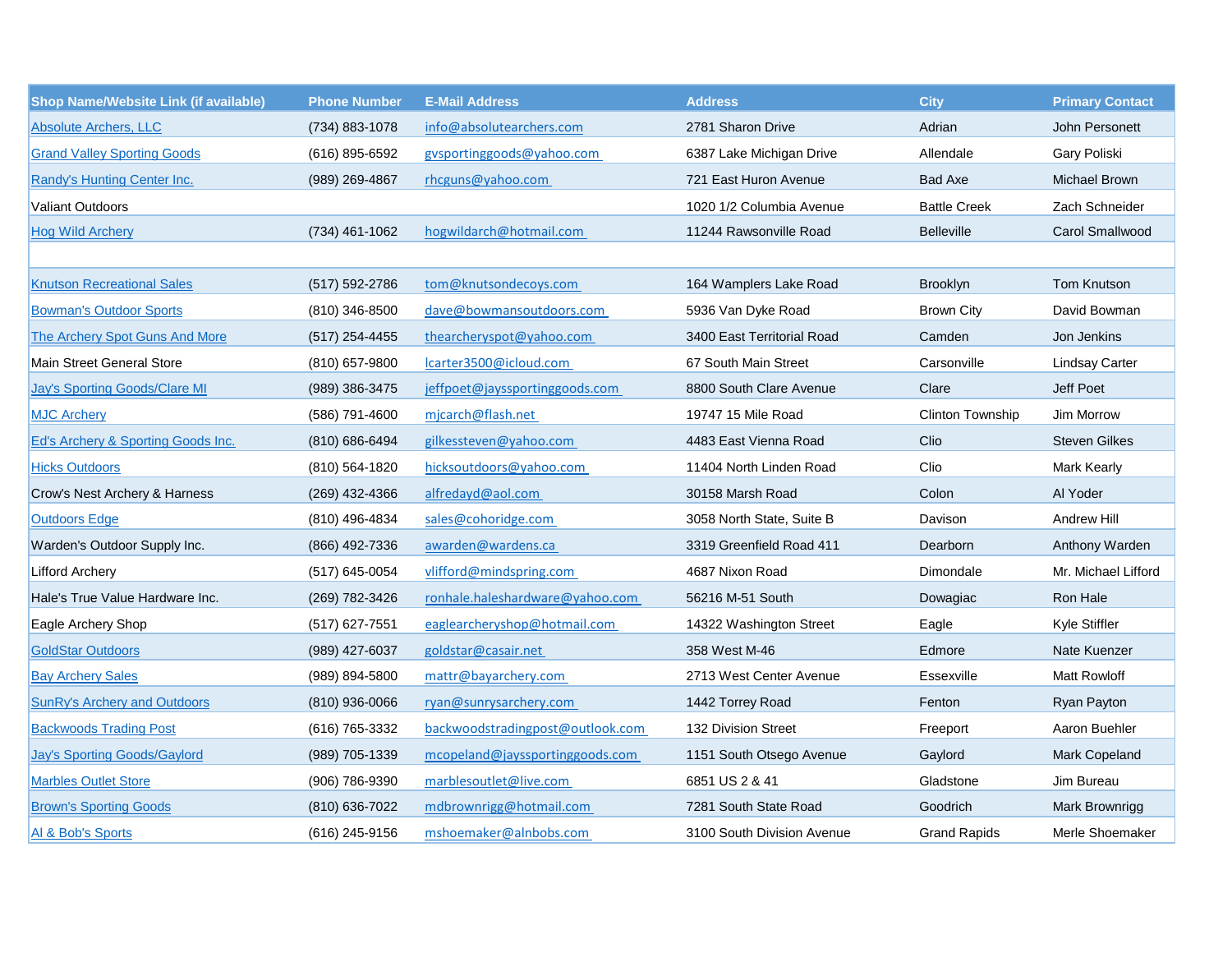| Shop Name/Website Link (if available) | Phone Number | E-Mail Address | Address | City | Primary Contact |
|---|---|---|---|---|---|
| Absolute Archers, LLC | (734) 883-1078 | info@absolutearchers.com | 2781 Sharon Drive | Adrian | John Personett |
| Grand Valley Sporting Goods | (616) 895-6592 | gvsportinggoods@yahoo.com | 6387 Lake Michigan Drive | Allendale | Gary Poliski |
| Randy's Hunting Center Inc. | (989) 269-4867 | rhcguns@yahoo.com | 721 East Huron Avenue | Bad Axe | Michael Brown |
| Valiant Outdoors | | | 1020 1/2 Columbia Avenue | Battle Creek | Zach Schneider |
| Hog Wild Archery | (734) 461-1062 | hogwildarch@hotmail.com | 11244 Rawsonville Road | Belleville | Carol Smallwood |
| | | | | | |
| Knutson Recreational Sales | (517) 592-2786 | tom@knutsondecoys.com | 164 Wamplers Lake Road | Brooklyn | Tom Knutson |
| Bowman's Outdoor Sports | (810) 346-8500 | dave@bowmansoutdoors.com | 5936 Van Dyke Road | Brown City | David Bowman |
| The Archery Spot Guns And More | (517) 254-4455 | thearcheryspot@yahoo.com | 3400 East Territorial Road | Camden | Jon Jenkins |
| Main Street General Store | (810) 657-9800 | lcarter3500@icloud.com | 67 South Main Street | Carsonville | Lindsay Carter |
| Jay's Sporting Goods/Clare MI | (989) 386-3475 | jeffpoet@jayssportinggoods.com | 8800 South Clare Avenue | Clare | Jeff Poet |
| MJC Archery | (586) 791-4600 | mjcarch@flash.net | 19747 15 Mile Road | Clinton Township | Jim Morrow |
| Ed's Archery & Sporting Goods Inc. | (810) 686-6494 | gilkessteven@yahoo.com | 4483 East Vienna Road | Clio | Steven Gilkes |
| Hicks Outdoors | (810) 564-1820 | hicksoutdoors@yahoo.com | 11404 North Linden Road | Clio | Mark Kearly |
| Crow's Nest Archery & Harness | (269) 432-4366 | alfredayd@aol.com | 30158 Marsh Road | Colon | Al Yoder |
| Outdoors Edge | (810) 496-4834 | sales@cohoridge.com | 3058 North State, Suite B | Davison | Andrew Hill |
| Warden's Outdoor Supply Inc. | (866) 492-7336 | awarden@wardens.ca | 3319 Greenfield Road 411 | Dearborn | Anthony Warden |
| Lifford Archery | (517) 645-0054 | vlifford@mindspring.com | 4687 Nixon Road | Dimondale | Mr. Michael Lifford |
| Hale's True Value Hardware Inc. | (269) 782-3426 | ronhale.haleshardware@yahoo.com | 56216 M-51 South | Dowagiac | Ron Hale |
| Eagle Archery Shop | (517) 627-7551 | eaglearcheryshop@hotmail.com | 14322 Washington Street | Eagle | Kyle Stiffler |
| GoldStar Outdoors | (989) 427-6037 | goldstar@casair.net | 358 West M-46 | Edmore | Nate Kuenzer |
| Bay Archery Sales | (989) 894-5800 | mattr@bayarchery.com | 2713 West Center Avenue | Essexville | Matt Rowloff |
| SunRy's Archery and Outdoors | (810) 936-0066 | ryan@sunrysarchery.com | 1442 Torrey Road | Fenton | Ryan Payton |
| Backwoods Trading Post | (616) 765-3332 | backwoodstradingpost@outlook.com | 132 Division Street | Freeport | Aaron Buehler |
| Jay's Sporting Goods/Gaylord | (989) 705-1339 | mcopeland@jayssportinggoods.com | 1151 South Otsego Avenue | Gaylord | Mark Copeland |
| Marbles Outlet Store | (906) 786-9390 | marblesoutlet@live.com | 6851 US 2 & 41 | Gladstone | Jim Bureau |
| Brown's Sporting Goods | (810) 636-7022 | mdbrownrigg@hotmail.com | 7281 South State Road | Goodrich | Mark Brownrigg |
| Al & Bob's Sports | (616) 245-9156 | mshoemaker@alnbobs.com | 3100 South Division Avenue | Grand Rapids | Merle Shoemaker |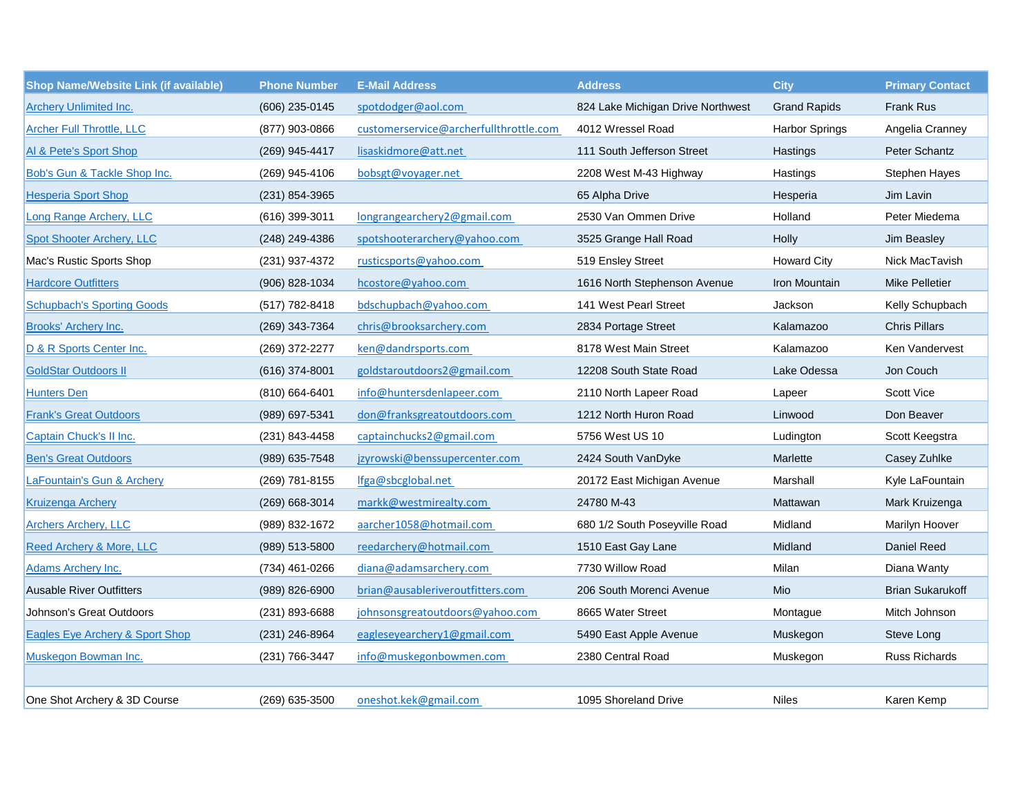| Shop Name/Website Link (if available) | Phone Number | E-Mail Address | Address | City | Primary Contact |
|---|---|---|---|---|---|
| Archery Unlimited Inc. | (606) 235-0145 | spotdodger@aol.com | 824 Lake Michigan Drive Northwest | Grand Rapids | Frank Rus |
| Archer Full Throttle, LLC | (877) 903-0866 | customerservice@archerfullthrottle.com | 4012 Wressel Road | Harbor Springs | Angelia Cranney |
| Al & Pete's Sport Shop | (269) 945-4417 | lisaskidmore@att.net | 111 South Jefferson Street | Hastings | Peter Schantz |
| Bob's Gun & Tackle Shop Inc. | (269) 945-4106 | bobsgt@voyager.net | 2208 West M-43 Highway | Hastings | Stephen Hayes |
| Hesperia Sport Shop | (231) 854-3965 | | 65 Alpha Drive | Hesperia | Jim Lavin |
| Long Range Archery, LLC | (616) 399-3011 | longrangearchery2@gmail.com | 2530 Van Ommen Drive | Holland | Peter Miedema |
| Spot Shooter Archery, LLC | (248) 249-4386 | spotshooterarchery@yahoo.com | 3525 Grange Hall Road | Holly | Jim Beasley |
| Mac's Rustic Sports Shop | (231) 937-4372 | rusticsports@yahoo.com | 519 Ensley Street | Howard City | Nick MacTavish |
| Hardcore Outfitters | (906) 828-1034 | hcostore@yahoo.com | 1616 North Stephenson Avenue | Iron Mountain | Mike Pelletier |
| Schupbach's Sporting Goods | (517) 782-8418 | bdschupbach@yahoo.com | 141 West Pearl Street | Jackson | Kelly Schupbach |
| Brooks' Archery Inc. | (269) 343-7364 | chris@brooksarchery.com | 2834 Portage Street | Kalamazoo | Chris Pillars |
| D & R Sports Center Inc. | (269) 372-2277 | ken@dandrsports.com | 8178 West Main Street | Kalamazoo | Ken Vandervest |
| GoldStar Outdoors II | (616) 374-8001 | goldstaroutdoors2@gmail.com | 12208 South State Road | Lake Odessa | Jon Couch |
| Hunters Den | (810) 664-6401 | info@huntersdenlapeer.com | 2110 North Lapeer Road | Lapeer | Scott Vice |
| Frank's Great Outdoors | (989) 697-5341 | don@franksgreatoutdoors.com | 1212 North Huron Road | Linwood | Don Beaver |
| Captain Chuck's II Inc. | (231) 843-4458 | captainchucks2@gmail.com | 5756 West US 10 | Ludington | Scott Keegstra |
| Ben's Great Outdoors | (989) 635-7548 | jzyrowski@benssupercenter.com | 2424 South VanDyke | Marlette | Casey Zuhlke |
| LaFountain's Gun & Archery | (269) 781-8155 | lfga@sbcglobal.net | 20172 East Michigan Avenue | Marshall | Kyle LaFountain |
| Kruizenga Archery | (269) 668-3014 | markk@westmirealty.com | 24780 M-43 | Mattawan | Mark Kruizenga |
| Archers Archery, LLC | (989) 832-1672 | aarcher1058@hotmail.com | 680 1/2 South Poseyville Road | Midland | Marilyn Hoover |
| Reed Archery & More, LLC | (989) 513-5800 | reedarchery@hotmail.com | 1510 East Gay Lane | Midland | Daniel Reed |
| Adams Archery Inc. | (734) 461-0266 | diana@adamsarchery.com | 7730 Willow Road | Milan | Diana Wanty |
| Ausable River Outfitters | (989) 826-6900 | brian@ausableriveroutfitters.com | 206 South Morenci Avenue | Mio | Brian Sukarukoff |
| Johnson's Great Outdoors | (231) 893-6688 | johnsonsgreatoutdoors@yahoo.com | 8665 Water Street | Montague | Mitch Johnson |
| Eagles Eye Archery & Sport Shop | (231) 246-8964 | eagleseyearchery1@gmail.com | 5490 East Apple Avenue | Muskegon | Steve Long |
| Muskegon Bowman Inc. | (231) 766-3447 | info@muskegonbowmen.com | 2380 Central Road | Muskegon | Russ Richards |
| | | | | | |
| One Shot Archery & 3D Course | (269) 635-3500 | oneshot.kek@gmail.com | 1095 Shoreland Drive | Niles | Karen Kemp |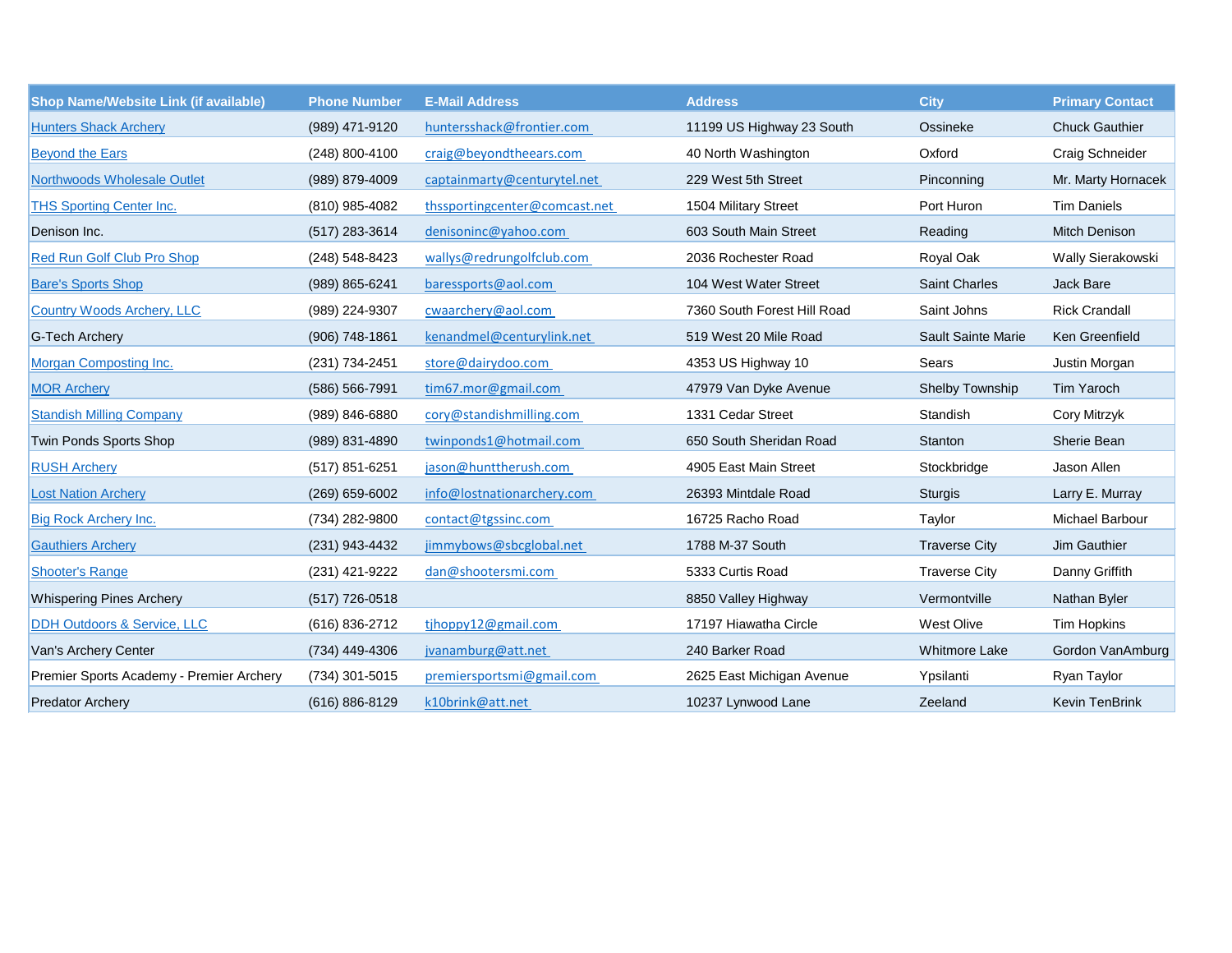| Shop Name/Website Link (if available) | Phone Number | E-Mail Address | Address | City | Primary Contact |
| --- | --- | --- | --- | --- | --- |
| Hunters Shack Archery | (989) 471-9120 | huntersshack@frontier.com | 11199 US Highway 23 South | Ossineke | Chuck Gauthier |
| Beyond the Ears | (248) 800-4100 | craig@beyondtheears.com | 40 North Washington | Oxford | Craig Schneider |
| Northwoods Wholesale Outlet | (989) 879-4009 | captainmarty@centurytel.net | 229 West 5th Street | Pinconning | Mr. Marty Hornacek |
| THS Sporting Center Inc. | (810) 985-4082 | thssportingcenter@comcast.net | 1504 Military Street | Port Huron | Tim Daniels |
| Denison Inc. | (517) 283-3614 | denisoninc@yahoo.com | 603 South Main Street | Reading | Mitch Denison |
| Red Run Golf Club Pro Shop | (248) 548-8423 | wallys@redrungolfclub.com | 2036 Rochester Road | Royal Oak | Wally Sierakowski |
| Bare's Sports Shop | (989) 865-6241 | baressports@aol.com | 104 West Water Street | Saint Charles | Jack Bare |
| Country Woods Archery, LLC | (989) 224-9307 | cwaarchery@aol.com | 7360 South Forest Hill Road | Saint Johns | Rick Crandall |
| G-Tech Archery | (906) 748-1861 | kenandmel@centurylink.net | 519 West 20 Mile Road | Sault Sainte Marie | Ken Greenfield |
| Morgan Composting Inc. | (231) 734-2451 | store@dairydoo.com | 4353 US Highway 10 | Sears | Justin Morgan |
| MOR Archery | (586) 566-7991 | tim67.mor@gmail.com | 47979 Van Dyke Avenue | Shelby Township | Tim Yaroch |
| Standish Milling Company | (989) 846-6880 | cory@standishmilling.com | 1331 Cedar Street | Standish | Cory Mitrzyk |
| Twin Ponds Sports Shop | (989) 831-4890 | twinponds1@hotmail.com | 650 South Sheridan Road | Stanton | Sherie Bean |
| RUSH Archery | (517) 851-6251 | jason@hunttherush.com | 4905 East Main Street | Stockbridge | Jason Allen |
| Lost Nation Archery | (269) 659-6002 | info@lostnationarchery.com | 26393 Mintdale Road | Sturgis | Larry E. Murray |
| Big Rock Archery Inc. | (734) 282-9800 | contact@tgssinc.com | 16725 Racho Road | Taylor | Michael Barbour |
| Gauthiers Archery | (231) 943-4432 | jimmybows@sbcglobal.net | 1788 M-37 South | Traverse City | Jim Gauthier |
| Shooter's Range | (231) 421-9222 | dan@shootersmi.com | 5333 Curtis Road | Traverse City | Danny Griffith |
| Whispering Pines Archery | (517) 726-0518 | | 8850 Valley Highway | Vermontville | Nathan Byler |
| DDH Outdoors & Service, LLC | (616) 836-2712 | tjhoppy12@gmail.com | 17197 Hiawatha Circle | West Olive | Tim Hopkins |
| Van's Archery Center | (734) 449-4306 | jvanamburg@att.net | 240 Barker Road | Whitmore Lake | Gordon VanAmburg |
| Premier Sports Academy - Premier Archery | (734) 301-5015 | premiersportsmi@gmail.com | 2625 East Michigan Avenue | Ypsilanti | Ryan Taylor |
| Predator Archery | (616) 886-8129 | k10brink@att.net | 10237 Lynwood Lane | Zeeland | Kevin TenBrink |